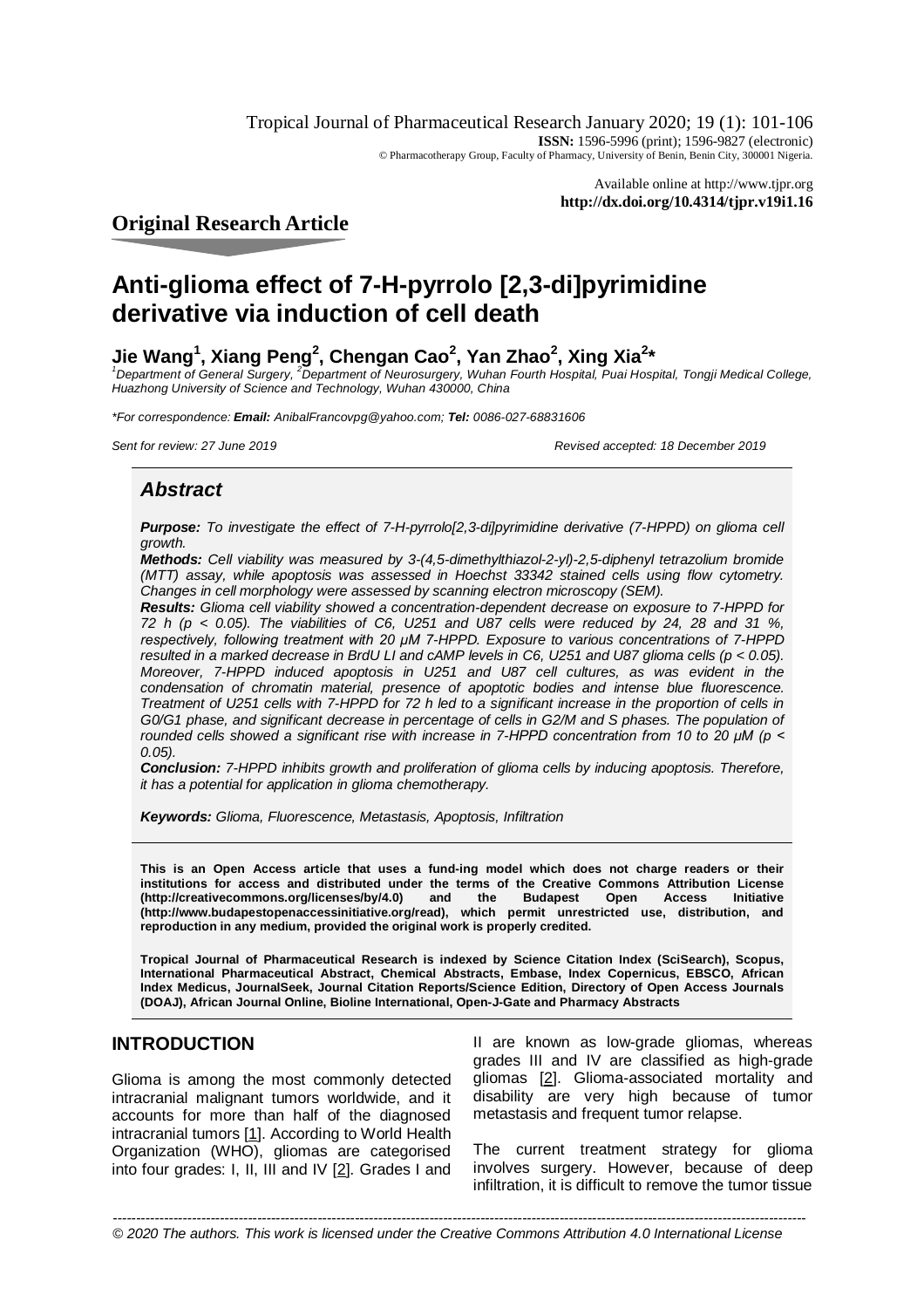Tropical Journal of Pharmaceutical Research January 2020; 19 (1): 101-106
**ISSN:** 1596-5996 (print); 1596-9827 (electronic)
© Pharmacotherapy Group, Faculty of Pharmacy, University of Benin, Benin City, 300001 Nigeria.

Available online at http://www.tjpr.org
**http://dx.doi.org/10.4314/tjpr.v19i1.16**

## Original Research Article

# Anti-glioma effect of 7-H-pyrrolo [2,3-di]pyrimidine derivative via induction of cell death

**Jie Wang[1], Xiang Peng[2], Chengan Cao[2], Yan Zhao[2], Xing Xia[2]***

*[1]Department of General Surgery, [2]Department of Neurosurgery, Wuhan Fourth Hospital, Puai Hospital, Tongji Medical College, Huazhong University of Science and Technology, Wuhan 430000, China*

**For correspondence:* ***Email:*** *AnibalFrancovpg@yahoo.com;* ***Tel:*** *0086-027-68831606*

*Sent for review: 27 June 2019* *Revised accepted: 18 December 2019*

## *Abstract*

***Purpose:*** *To investigate the effect of 7-H-pyrrolo[2,3-di]pyrimidine derivative (7-HPPD) on glioma cell growth.*

***Methods:*** *Cell viability was measured by 3-(4,5-dimethylthiazol-2-yl)-2,5-diphenyl tetrazolium bromide (MTT) assay, while apoptosis was assessed in Hoechst 33342 stained cells using flow cytometry. Changes in cell morphology were assessed by scanning electron microscopy (SEM).*

***Results:*** *Glioma cell viability showed a concentration-dependent decrease on exposure to 7-HPPD for 72 h ($p < 0.05$). The viabilities of C6, U251 and U87 cells were reduced by 24, 28 and 31 %, respectively, following treatment with 20 μM 7-HPPD. Exposure to various concentrations of 7-HPPD resulted in a marked decrease in BrdU LI and cAMP levels in C6, U251 and U87 glioma cells ($p < 0.05$). Moreover, 7-HPPD induced apoptosis in U251 and U87 cell cultures, as was evident in the condensation of chromatin material, presence of apoptotic bodies and intense blue fluorescence. Treatment of U251 cells with 7-HPPD for 72 h led to a significant increase in the proportion of cells in G0/G1 phase, and significant decrease in percentage of cells in G2/M and S phases. The population of rounded cells showed a significant rise with increase in 7-HPPD concentration from 10 to 20 μM ($p < 0.05$).*

***Conclusion:*** *7-HPPD inhibits growth and proliferation of glioma cells by inducing apoptosis. Therefore, it has a potential for application in glioma chemotherapy.*

***Keywords:*** *Glioma, Fluorescence, Metastasis, Apoptosis, Infiltration*

**This is an Open Access article that uses a fund-ing model which does not charge readers or their institutions for access and distributed under the terms of the Creative Commons Attribution License (http://creativecommons.org/licenses/by/4.0) and the Budapest Open Access Initiative (http://www.budapestopenaccessinitiative.org/read), which permit unrestricted use, distribution, and reproduction in any medium, provided the original work is properly credited.**

**Tropical Journal of Pharmaceutical Research is indexed by Science Citation Index (SciSearch), Scopus, International Pharmaceutical Abstract, Chemical Abstracts, Embase, Index Copernicus, EBSCO, African Index Medicus, JournalSeek, Journal Citation Reports/Science Edition, Directory of Open Access Journals (DOAJ), African Journal Online, Bioline International, Open-J-Gate and Pharmacy Abstracts**

## INTRODUCTION

Glioma is among the most commonly detected intracranial malignant tumors worldwide, and it accounts for more than half of the diagnosed intracranial tumors [1]. According to World Health Organization (WHO), gliomas are categorised into four grades: I, II, III and IV [2]. Grades I and II are known as low-grade gliomas, whereas grades III and IV are classified as high-grade gliomas [2]. Glioma-associated mortality and disability are very high because of tumor metastasis and frequent tumor relapse.

The current treatment strategy for glioma involves surgery. However, because of deep infiltration, it is difficult to remove the tumor tissue

© 2020 The authors. This work is licensed under the Creative Commons Attribution 4.0 International License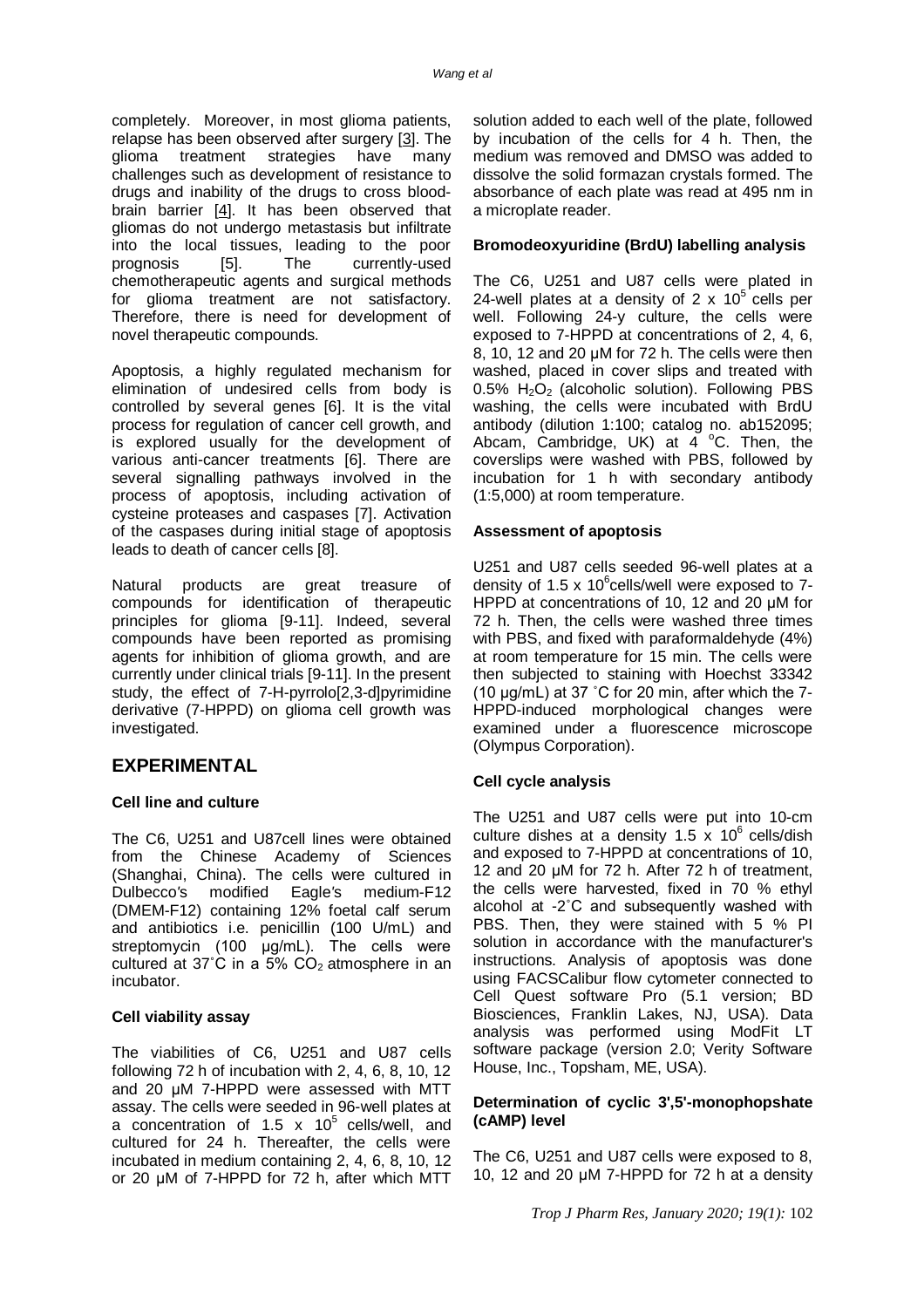completely. Moreover, in most glioma patients, relapse has been observed after surgery [3]. The glioma treatment strategies have many challenges such as development of resistance to drugs and inability of the drugs to cross blood-brain barrier [4]. It has been observed that gliomas do not undergo metastasis but infiltrate into the local tissues, leading to the poor prognosis [5]. The currently-used chemotherapeutic agents and surgical methods for glioma treatment are not satisfactory. Therefore, there is need for development of novel therapeutic compounds.

Apoptosis, a highly regulated mechanism for elimination of undesired cells from body is controlled by several genes [6]. It is the vital process for regulation of cancer cell growth, and is explored usually for the development of various anti-cancer treatments [6]. There are several signalling pathways involved in the process of apoptosis, including activation of cysteine proteases and caspases [7]. Activation of the caspases during initial stage of apoptosis leads to death of cancer cells [8].

Natural products are great treasure of compounds for identification of therapeutic principles for glioma [9-11]. Indeed, several compounds have been reported as promising agents for inhibition of glioma growth, and are currently under clinical trials [9-11]. In the present study, the effect of 7-H-pyrrolo[2,3-d]pyrimidine derivative (7-HPPD) on glioma cell growth was investigated.

## EXPERIMENTAL

### Cell line and culture

The C6, U251 and U87cell lines were obtained from the Chinese Academy of Sciences (Shanghai, China). The cells were cultured in Dulbecco′s modified Eagle′s medium-F12 (DMEM-F12) containing 12% foetal calf serum and antibiotics i.e. penicillin (100 U/mL) and streptomycin (100 µg/mL). The cells were cultured at 37˚C in a 5% $CO_2$ atmosphere in an incubator.

### Cell viability assay

The viabilities of C6, U251 and U87 cells following 72 h of incubation with 2, 4, 6, 8, 10, 12 and 20 µM 7-HPPD were assessed with MTT assay. The cells were seeded in 96-well plates at a concentration of 1.5 x $10^5$ cells/well, and cultured for 24 h. Thereafter, the cells were incubated in medium containing 2, 4, 6, 8, 10, 12 or 20 µM of 7-HPPD for 72 h, after which MTT solution added to each well of the plate, followed by incubation of the cells for 4 h. Then, the medium was removed and DMSO was added to dissolve the solid formazan crystals formed. The absorbance of each plate was read at 495 nm in a microplate reader.

### Bromodeoxyuridine (BrdU) labelling analysis

The C6, U251 and U87 cells were plated in 24-well plates at a density of 2 x $10^5$ cells per well. Following 24-y culture, the cells were exposed to 7-HPPD at concentrations of 2, 4, 6, 8, 10, 12 and 20 µM for 72 h. The cells were then washed, placed in cover slips and treated with 0.5% $H_2O_2$ (alcoholic solution). Following PBS washing, the cells were incubated with BrdU antibody (dilution 1:100; catalog no. ab152095; Abcam, Cambridge, UK) at 4 °C. Then, the coverslips were washed with PBS, followed by incubation for 1 h with secondary antibody (1:5,000) at room temperature.

### Assessment of apoptosis

U251 and U87 cells seeded 96-well plates at a density of 1.5 x $10^6$cells/well were exposed to 7-HPPD at concentrations of 10, 12 and 20 µM for 72 h. Then, the cells were washed three times with PBS, and fixed with paraformaldehyde (4%) at room temperature for 15 min. The cells were then subjected to staining with Hoechst 33342 (10 µg/mL) at 37 ˚C for 20 min, after which the 7-HPPD-induced morphological changes were examined under a fluorescence microscope (Olympus Corporation).

### Cell cycle analysis

The U251 and U87 cells were put into 10-cm culture dishes at a density 1.5 x $10^6$ cells/dish and exposed to 7-HPPD at concentrations of 10, 12 and 20 µM for 72 h. After 72 h of treatment, the cells were harvested, fixed in 70 % ethyl alcohol at -2˚C and subsequently washed with PBS. Then, they were stained with 5 % PI solution in accordance with the manufacturer's instructions. Analysis of apoptosis was done using FACSCalibur flow cytometer connected to Cell Quest software Pro (5.1 version; BD Biosciences, Franklin Lakes, NJ, USA). Data analysis was performed using ModFit LT software package (version 2.0; Verity Software House, Inc., Topsham, ME, USA).

### Determination of cyclic 3',5'-monophopshate (cAMP) level

The C6, U251 and U87 cells were exposed to 8, 10, 12 and 20 µM 7-HPPD for 72 h at a density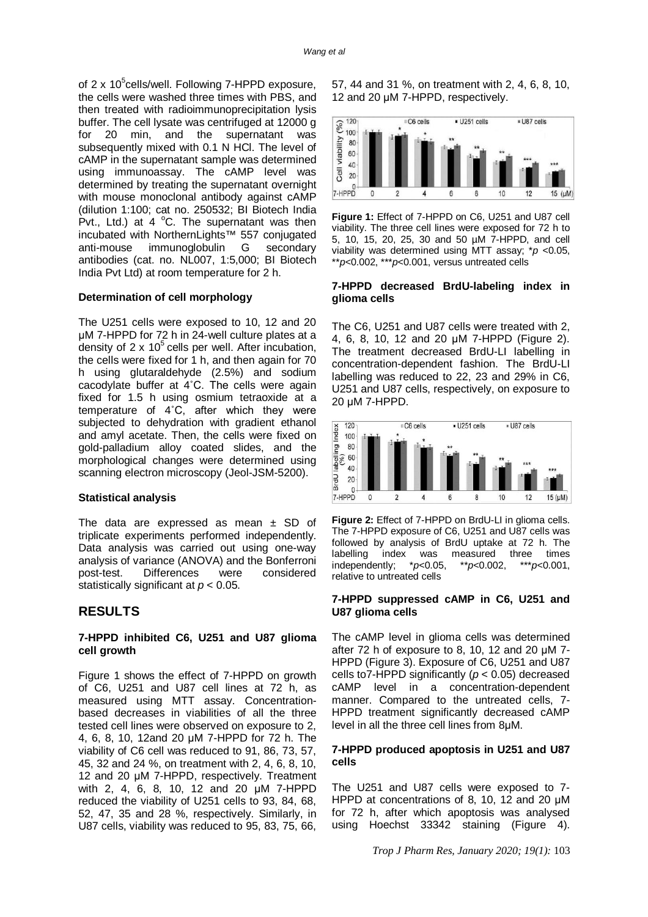of 2 x $10^5$ cells/well. Following 7-HPPD exposure, the cells were washed three times with PBS, and then treated with radioimmunoprecipitation lysis buffer. The cell lysate was centrifuged at 12000 g for 20 min, and the supernatant was subsequently mixed with 0.1 N HCl. The level of cAMP in the supernatant sample was determined using immunoassay. The cAMP level was determined by treating the supernatant overnight with mouse monoclonal antibody against cAMP (dilution 1:100; cat no. 250532; BI Biotech India Pvt., Ltd.) at 4 °C. The supernatant was then incubated with NorthernLights™ 557 conjugated anti-mouse immunoglobulin G secondary antibodies (cat. no. NL007, 1:5,000; BI Biotech India Pvt Ltd) at room temperature for 2 h.

**Determination of cell morphology**

The U251 cells were exposed to 10, 12 and 20 μM 7-HPPD for 72 h in 24-well culture plates at a density of 2 x $10^5$ cells per well. After incubation, the cells were fixed for 1 h, and then again for 70 h using glutaraldehyde (2.5%) and sodium cacodylate buffer at 4˚C. The cells were again fixed for 1.5 h using osmium tetraoxide at a temperature of 4˚C, after which they were subjected to dehydration with gradient ethanol and amyl acetate. Then, the cells were fixed on gold-palladium alloy coated slides, and the morphological changes were determined using scanning electron microscopy (Jeol-JSM-5200).

**Statistical analysis**

The data are expressed as mean ± SD of triplicate experiments performed independently. Data analysis was carried out using one-way analysis of variance (ANOVA) and the Bonferroni post-test. Differences were considered statistically significant at $p < 0.05$.

## RESULTS

**7-HPPD inhibited C6, U251 and U87 glioma cell growth**

Figure 1 shows the effect of 7-HPPD on growth of C6, U251 and U87 cell lines at 72 h, as measured using MTT assay. Concentration-based decreases in viabilities of all the three tested cell lines were observed on exposure to 2, 4, 6, 8, 10, 12and 20 μM 7-HPPD for 72 h. The viability of C6 cell was reduced to 91, 86, 73, 57, 45, 32 and 24 %, on treatment with 2, 4, 6, 8, 10, 12 and 20 μM 7-HPPD, respectively. Treatment with 2, 4, 6, 8, 10, 12 and 20 μM 7-HPPD reduced the viability of U251 cells to 93, 84, 68, 52, 47, 35 and 28 %, respectively. Similarly, in U87 cells, viability was reduced to 95, 83, 75, 66, 57, 44 and 31 %, on treatment with 2, 4, 6, 8, 10, 12 and 20 μM 7-HPPD, respectively.

**Figure 1:** Effect of 7-HPPD on C6, U251 and U87 cell viability. The three cell lines were exposed for 72 h to 5, 10, 15, 20, 25, 30 and 50 μM 7-HPPD, and cell viability was determined using MTT assay; \*$p < 0.05$, \*\*$p < 0.002$, \*\*\*$p < 0.001$, versus untreated cells

**7-HPPD decreased BrdU-labeling index in glioma cells**

The C6, U251 and U87 cells were treated with 2, 4, 6, 8, 10, 12 and 20 μM 7-HPPD (Figure 2). The treatment decreased BrdU-LI labelling in concentration-dependent fashion. The BrdU-LI labelling was reduced to 22, 23 and 29% in C6, U251 and U87 cells, respectively, on exposure to 20 μM 7-HPPD.

**Figure 2:** Effect of 7-HPPD on BrdU-LI in glioma cells. The 7-HPPD exposure of C6, U251 and U87 cells was followed by analysis of BrdU uptake at 72 h. The labelling index was measured three times independently; \*$p < 0.05$, \*\*$p < 0.002$, \*\*\*$p < 0.001$, relative to untreated cells

**7-HPPD suppressed cAMP in C6, U251 and U87 glioma cells**

The cAMP level in glioma cells was determined after 72 h of exposure to 8, 10, 12 and 20 μM 7-HPPD (Figure 3). Exposure of C6, U251 and U87 cells to7-HPPD significantly ($p < 0.05$) decreased cAMP level in a concentration-dependent manner. Compared to the untreated cells, 7-HPPD treatment significantly decreased cAMP level in all the three cell lines from 8μM.

**7-HPPD produced apoptosis in U251 and U87 cells**

The U251 and U87 cells were exposed to 7-HPPD at concentrations of 8, 10, 12 and 20 μM for 72 h, after which apoptosis was analysed using Hoechst 33342 staining (Figure 4).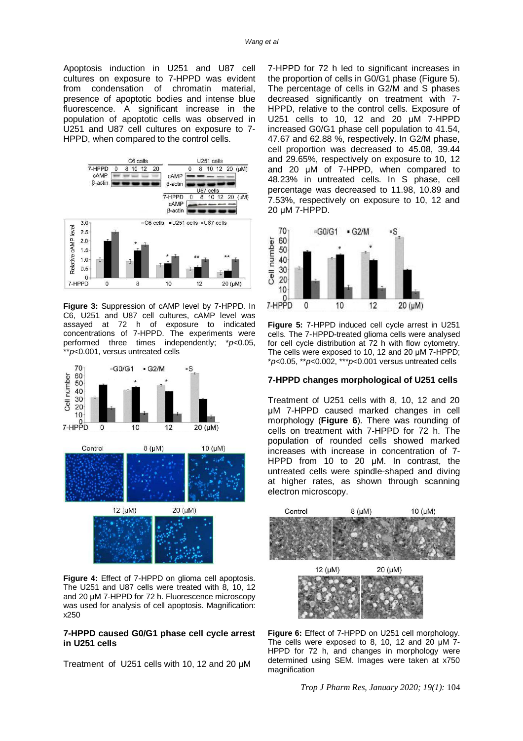Apoptosis induction in U251 and U87 cell cultures on exposure to 7-HPPD was evident from condensation of chromatin material, presence of apoptotic bodies and intense blue fluorescence. A significant increase in the population of apoptotic cells was observed in U251 and U87 cell cultures on exposure to 7-HPPD, when compared to the control cells.

**Figure 3:** Suppression of cAMP level by 7-HPPD. In C6, U251 and U87 cell cultures, cAMP level was assayed at 72 h of exposure to indicated concentrations of 7-HPPD. The experiments were performed three times independently; \*$p<0.05$, \*\*$p<0.001$, versus untreated cells

**Figure 4:** Effect of 7-HPPD on glioma cell apoptosis. The U251 and U87 cells were treated with 8, 10, 12 and 20 μM 7-HPPD for 72 h. Fluorescence microscopy was used for analysis of cell apoptosis. Magnification: x250

### 7-HPPD caused G0/G1 phase cell cycle arrest in U251 cells

Treatment of U251 cells with 10, 12 and 20 μM 7-HPPD for 72 h led to significant increases in the proportion of cells in G0/G1 phase (Figure 5). The percentage of cells in G2/M and S phases decreased significantly on treatment with 7-HPPD, relative to the control cells. Exposure of U251 cells to 10, 12 and 20 μM 7-HPPD increased G0/G1 phase cell population to 41.54, 47.67 and 62.88 %, respectively. In G2/M phase, cell proportion was decreased to 45.08, 39.44 and 29.65%, respectively on exposure to 10, 12 and 20 μM of 7-HPPD, when compared to 48.23% in untreated cells. In S phase, cell percentage was decreased to 11.98, 10.89 and 7.53%, respectively on exposure to 10, 12 and 20 μM 7-HPPD.

**Figure 5:** 7-HPPD induced cell cycle arrest in U251 cells. The 7-HPPD-treated glioma cells were analysed for cell cycle distribution at 72 h with flow cytometry. The cells were exposed to 10, 12 and 20 μM 7-HPPD; \*$p<0.05$, \*\*$p<0.002$, \*\*\*$p<0.001$ versus untreated cells

### 7-HPPD changes morphological of U251 cells

Treatment of U251 cells with 8, 10, 12 and 20 μM 7-HPPD caused marked changes in cell morphology (**Figure 6**). There was rounding of cells on treatment with 7-HPPD for 72 h. The population of rounded cells showed marked increases with increase in concentration of 7-HPPD from 10 to 20 μM. In contrast, the untreated cells were spindle-shaped and diving at higher rates, as shown through scanning electron microscopy.

**Figure 6:** Effect of 7-HPPD on U251 cell morphology. The cells were exposed to 8, 10, 12 and 20 μM 7-HPPD for 72 h, and changes in morphology were determined using SEM. Images were taken at x750 magnification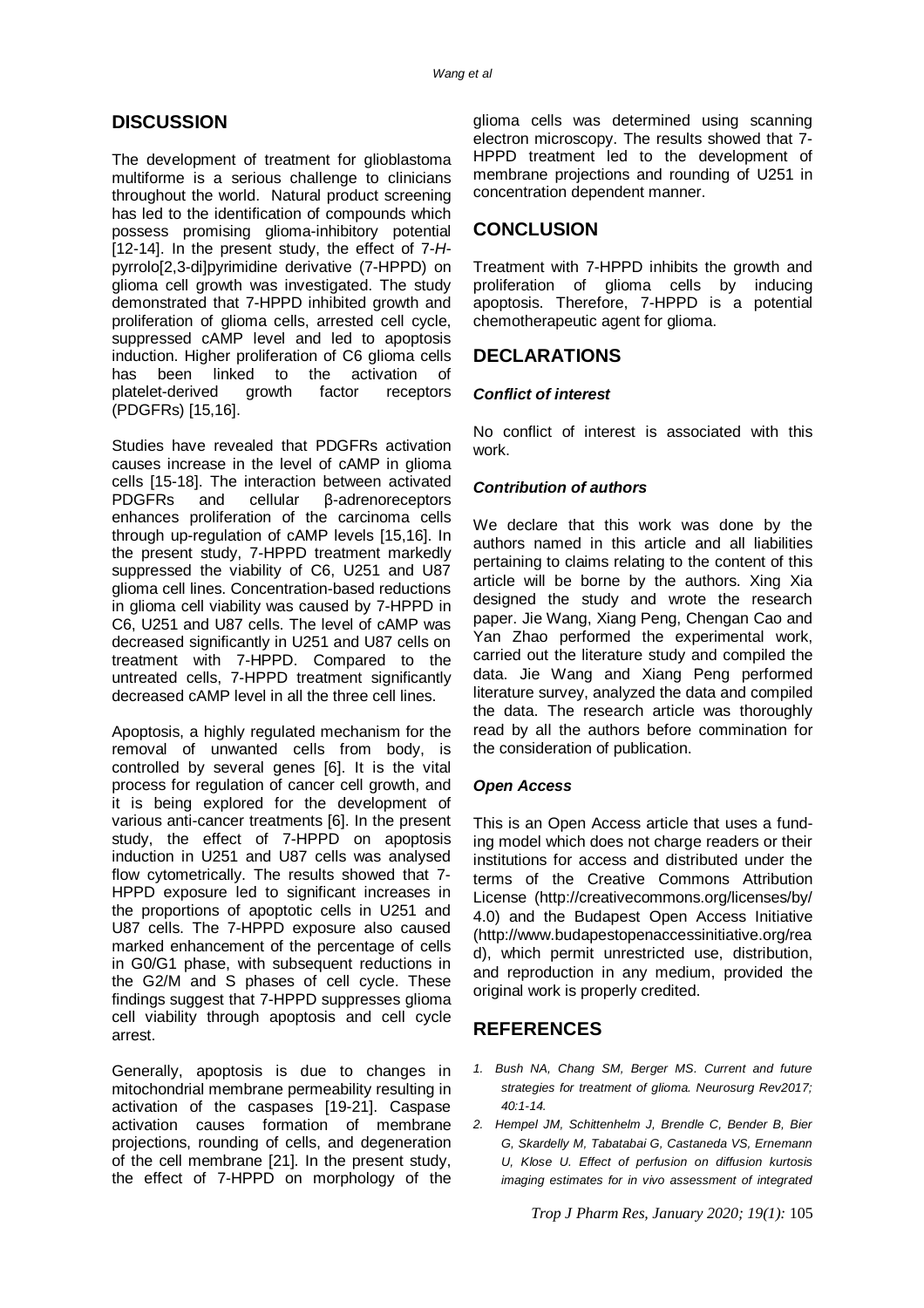## DISCUSSION

The development of treatment for glioblastoma multiforme is a serious challenge to clinicians throughout the world. Natural product screening has led to the identification of compounds which possess promising glioma-inhibitory potential [12-14]. In the present study, the effect of 7-*H*-pyrrolo[2,3-di]pyrimidine derivative (7-HPPD) on glioma cell growth was investigated. The study demonstrated that 7-HPPD inhibited growth and proliferation of glioma cells, arrested cell cycle, suppressed cAMP level and led to apoptosis induction. Higher proliferation of C6 glioma cells has been linked to the activation of platelet-derived growth factor receptors (PDGFRs) [15,16].

Studies have revealed that PDGFRs activation causes increase in the level of cAMP in glioma cells [15-18]. The interaction between activated PDGFRs and cellular β-adrenoreceptors enhances proliferation of the carcinoma cells through up-regulation of cAMP levels [15,16]. In the present study, 7-HPPD treatment markedly suppressed the viability of C6, U251 and U87 glioma cell lines. Concentration-based reductions in glioma cell viability was caused by 7-HPPD in C6, U251 and U87 cells. The level of cAMP was decreased significantly in U251 and U87 cells on treatment with 7-HPPD. Compared to the untreated cells, 7-HPPD treatment significantly decreased cAMP level in all the three cell lines.

Apoptosis, a highly regulated mechanism for the removal of unwanted cells from body, is controlled by several genes [6]. It is the vital process for regulation of cancer cell growth, and it is being explored for the development of various anti-cancer treatments [6]. In the present study, the effect of 7-HPPD on apoptosis induction in U251 and U87 cells was analysed flow cytometrically. The results showed that 7-HPPD exposure led to significant increases in the proportions of apoptotic cells in U251 and U87 cells. The 7-HPPD exposure also caused marked enhancement of the percentage of cells in G0/G1 phase, with subsequent reductions in the G2/M and S phases of cell cycle. These findings suggest that 7-HPPD suppresses glioma cell viability through apoptosis and cell cycle arrest.

Generally, apoptosis is due to changes in mitochondrial membrane permeability resulting in activation of the caspases [19-21]. Caspase activation causes formation of membrane projections, rounding of cells, and degeneration of the cell membrane [21]. In the present study, the effect of 7-HPPD on morphology of the glioma cells was determined using scanning electron microscopy. The results showed that 7-HPPD treatment led to the development of membrane projections and rounding of U251 in concentration dependent manner.

## CONCLUSION

Treatment with 7-HPPD inhibits the growth and proliferation of glioma cells by inducing apoptosis. Therefore, 7-HPPD is a potential chemotherapeutic agent for glioma.

## DECLARATIONS

### *Conflict of interest*

No conflict of interest is associated with this work.

### *Contribution of authors*

We declare that this work was done by the authors named in this article and all liabilities pertaining to claims relating to the content of this article will be borne by the authors. Xing Xia designed the study and wrote the research paper. Jie Wang, Xiang Peng, Chengan Cao and Yan Zhao performed the experimental work, carried out the literature study and compiled the data. Jie Wang and Xiang Peng performed literature survey, analyzed the data and compiled the data. The research article was thoroughly read by all the authors before commination for the consideration of publication.

### *Open Access*

This is an Open Access article that uses a funding model which does not charge readers or their institutions for access and distributed under the terms of the Creative Commons Attribution License (http://creativecommons.org/licenses/by/4.0) and the Budapest Open Access Initiative (http://www.budapestopenaccessinitiative.org/read), which permit unrestricted use, distribution, and reproduction in any medium, provided the original work is properly credited.

## REFERENCES

1. *Bush NA, Chang SM, Berger MS. Current and future strategies for treatment of glioma. Neurosurg Rev2017; 40:1-14.*
2. *Hempel JM, Schittenhelm J, Brendle C, Bender B, Bier G, Skardelly M, Tabatabai G, Castaneda VS, Ernemann U, Klose U. Effect of perfusion on diffusion kurtosis imaging estimates for in vivo assessment of integrated*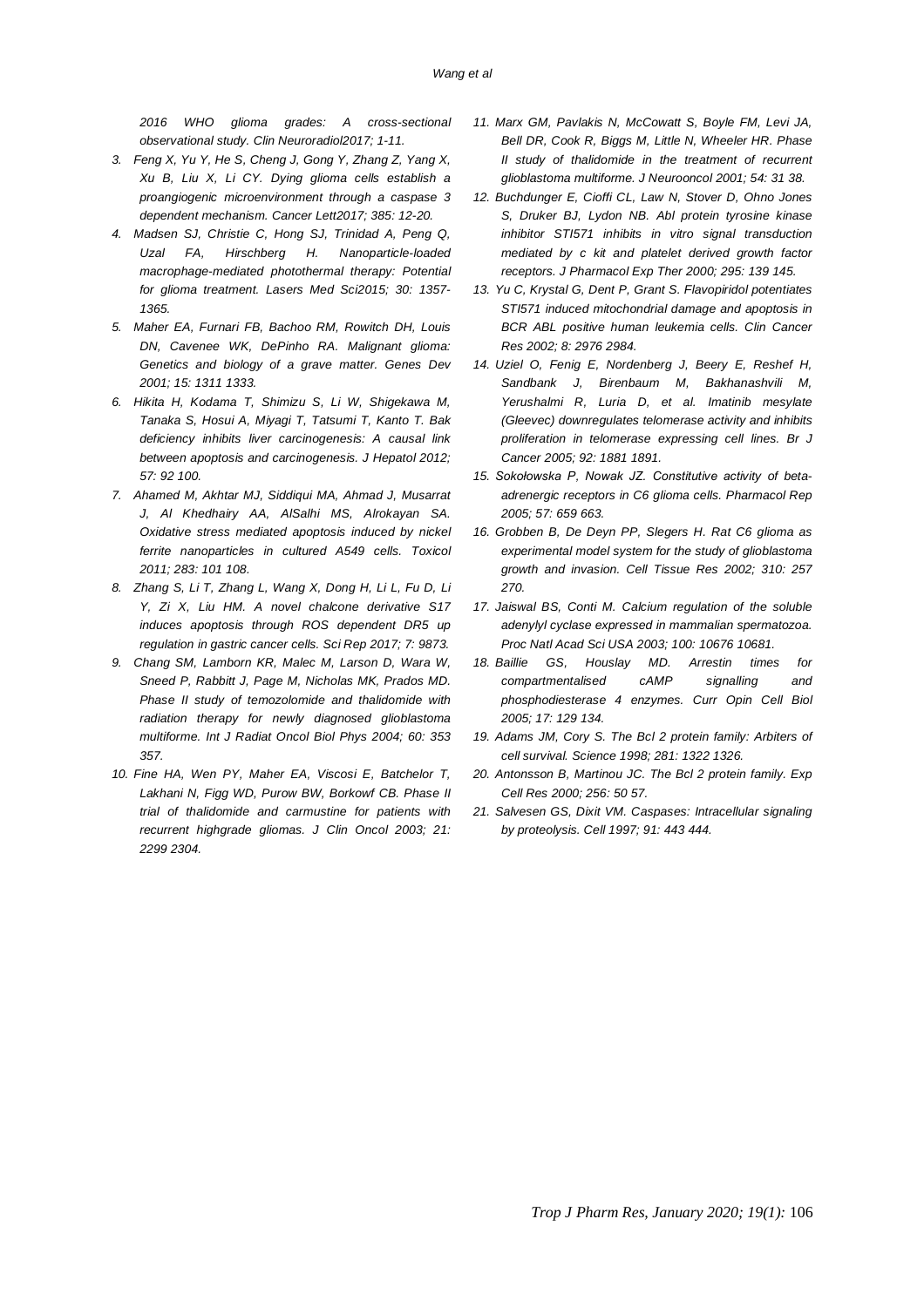2016 WHO glioma grades: A cross-sectional observational study. Clin Neuroradiol2017; 1-11.

3. Feng X, Yu Y, He S, Cheng J, Gong Y, Zhang Z, Yang X, Xu B, Liu X, Li CY. Dying glioma cells establish a proangiogenic microenvironment through a caspase 3 dependent mechanism. Cancer Lett2017; 385: 12-20.
4. Madsen SJ, Christie C, Hong SJ, Trinidad A, Peng Q, Uzal FA, Hirschberg H. Nanoparticle-loaded macrophage-mediated photothermal therapy: Potential for glioma treatment. Lasers Med Sci2015; 30: 1357-1365.
5. Maher EA, Furnari FB, Bachoo RM, Rowitch DH, Louis DN, Cavenee WK, DePinho RA. Malignant glioma: Genetics and biology of a grave matter. Genes Dev 2001; 15: 1311 1333.
6. Hikita H, Kodama T, Shimizu S, Li W, Shigekawa M, Tanaka S, Hosui A, Miyagi T, Tatsumi T, Kanto T. Bak deficiency inhibits liver carcinogenesis: A causal link between apoptosis and carcinogenesis. J Hepatol 2012; 57: 92 100.
7. Ahamed M, Akhtar MJ, Siddiqui MA, Ahmad J, Musarrat J, Al Khedhairy AA, AlSalhi MS, Alrokayan SA. Oxidative stress mediated apoptosis induced by nickel ferrite nanoparticles in cultured A549 cells. Toxicol 2011; 283: 101 108.
8. Zhang S, Li T, Zhang L, Wang X, Dong H, Li L, Fu D, Li Y, Zi X, Liu HM. A novel chalcone derivative S17 induces apoptosis through ROS dependent DR5 up regulation in gastric cancer cells. Sci Rep 2017; 7: 9873.
9. Chang SM, Lamborn KR, Malec M, Larson D, Wara W, Sneed P, Rabbitt J, Page M, Nicholas MK, Prados MD. Phase II study of temozolomide and thalidomide with radiation therapy for newly diagnosed glioblastoma multiforme. Int J Radiat Oncol Biol Phys 2004; 60: 353 357.
10. Fine HA, Wen PY, Maher EA, Viscosi E, Batchelor T, Lakhani N, Figg WD, Purow BW, Borkowf CB. Phase II trial of thalidomide and carmustine for patients with recurrent highgrade gliomas. J Clin Oncol 2003; 21: 2299 2304.
11. Marx GM, Pavlakis N, McCowatt S, Boyle FM, Levi JA, Bell DR, Cook R, Biggs M, Little N, Wheeler HR. Phase II study of thalidomide in the treatment of recurrent glioblastoma multiforme. J Neurooncol 2001; 54: 31 38.
12. Buchdunger E, Cioffi CL, Law N, Stover D, Ohno Jones S, Druker BJ, Lydon NB. Abl protein tyrosine kinase inhibitor STI571 inhibits in vitro signal transduction mediated by c kit and platelet derived growth factor receptors. J Pharmacol Exp Ther 2000; 295: 139 145.
13. Yu C, Krystal G, Dent P, Grant S. Flavopiridol potentiates STI571 induced mitochondrial damage and apoptosis in BCR ABL positive human leukemia cells. Clin Cancer Res 2002; 8: 2976 2984.
14. Uziel O, Fenig E, Nordenberg J, Beery E, Reshef H, Sandbank J, Birenbaum M, Bakhanashvili M, Yerushalmi R, Luria D, et al. Imatinib mesylate (Gleevec) downregulates telomerase activity and inhibits proliferation in telomerase expressing cell lines. Br J Cancer 2005; 92: 1881 1891.
15. Sokołowska P, Nowak JZ. Constitutive activity of beta-adrenergic receptors in C6 glioma cells. Pharmacol Rep 2005; 57: 659 663.
16. Grobben B, De Deyn PP, Slegers H. Rat C6 glioma as experimental model system for the study of glioblastoma growth and invasion. Cell Tissue Res 2002; 310: 257 270.
17. Jaiswal BS, Conti M. Calcium regulation of the soluble adenylyl cyclase expressed in mammalian spermatozoa. Proc Natl Acad Sci USA 2003; 100: 10676 10681.
18. Baillie GS, Houslay MD. Arrestin times for compartmentalised cAMP signalling and phosphodiesterase 4 enzymes. Curr Opin Cell Biol 2005; 17: 129 134.
19. Adams JM, Cory S. The Bcl 2 protein family: Arbiters of cell survival. Science 1998; 281: 1322 1326.
20. Antonsson B, Martinou JC. The Bcl 2 protein family. Exp Cell Res 2000; 256: 50 57.
21. Salvesen GS, Dixit VM. Caspases: Intracellular signaling by proteolysis. Cell 1997; 91: 443 444.